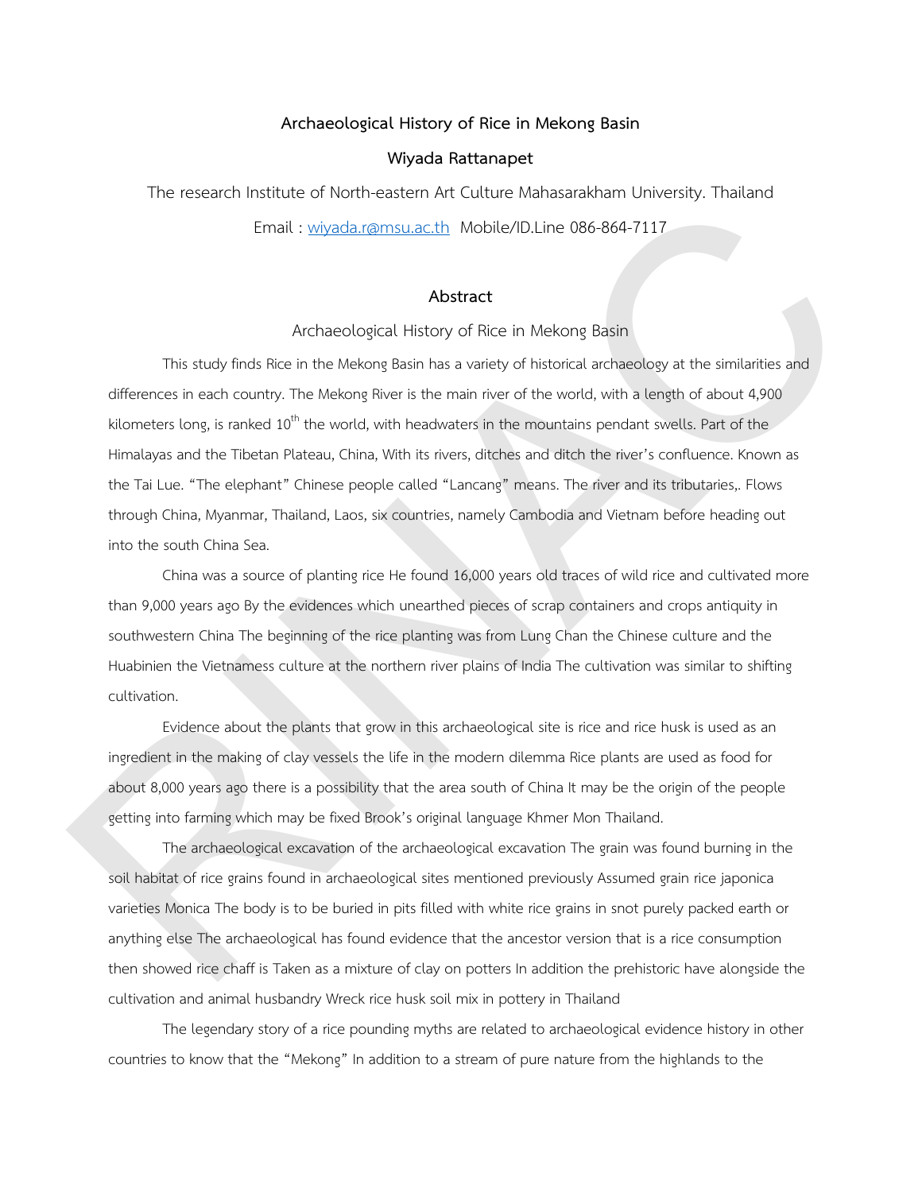**Archaeological History of Rice in Mekong Basin**

**Wiyada Rattanapet**

The research Institute of North-eastern Art Culture Mahasarakham University. Thailand

Email : wiyada.r@msu.ac.th Mobile/ID.Line 086-864-7117

## Abstract

Archaeological History of Rice in Mekong Basin

This study finds Rice in the Mekong Basin has a variety of historical archaeology at the similarities and differences in each country. The Mekong River is the main river of the world, with a length of about 4,900 kilometers long, is ranked 10th the world, with headwaters in the mountains pendant swells. Part of the Himalayas and the Tibetan Plateau, China, With its rivers, ditches and ditch the river's confluence. Known as the Tai Lue. "The elephant" Chinese people called "Lancang" means. The river and its tributaries,. Flows through China, Myanmar, Thailand, Laos, six countries, namely Cambodia and Vietnam before heading out into the south China Sea.

China was a source of planting rice He found 16,000 years old traces of wild rice and cultivated more than 9,000 years ago By the evidences which unearthed pieces of scrap containers and crops antiquity in southwestern China The beginning of the rice planting was from Lung Chan the Chinese culture and the Huabinien the Vietnamess culture at the northern river plains of India The cultivation was similar to shifting cultivation.

Evidence about the plants that grow in this archaeological site is rice and rice husk is used as an ingredient in the making of clay vessels the life in the modern dilemma Rice plants are used as food for about 8,000 years ago there is a possibility that the area south of China It may be the origin of the people getting into farming which may be fixed Brook's original language Khmer Mon Thailand.

The archaeological excavation of the archaeological excavation The grain was found burning in the soil habitat of rice grains found in archaeological sites mentioned previously Assumed grain rice japonica varieties Monica The body is to be buried in pits filled with white rice grains in snot purely packed earth or anything else The archaeological has found evidence that the ancestor version that is a rice consumption then showed rice chaff is Taken as a mixture of clay on potters In addition the prehistoric have alongside the cultivation and animal husbandry Wreck rice husk soil mix in pottery in Thailand

The legendary story of a rice pounding myths are related to archaeological evidence history in other countries to know that the "Mekong" In addition to a stream of pure nature from the highlands to the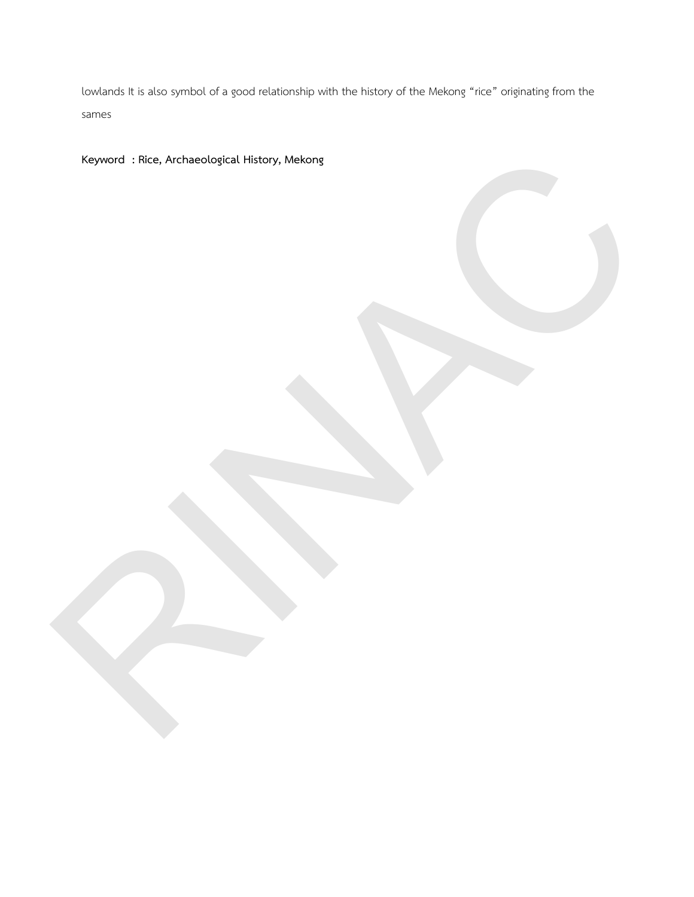lowlands It is also symbol of a good relationship with the history of the Mekong "rice" originating from the sames

**Keyword : Rice, Archaeological History, Mekong**